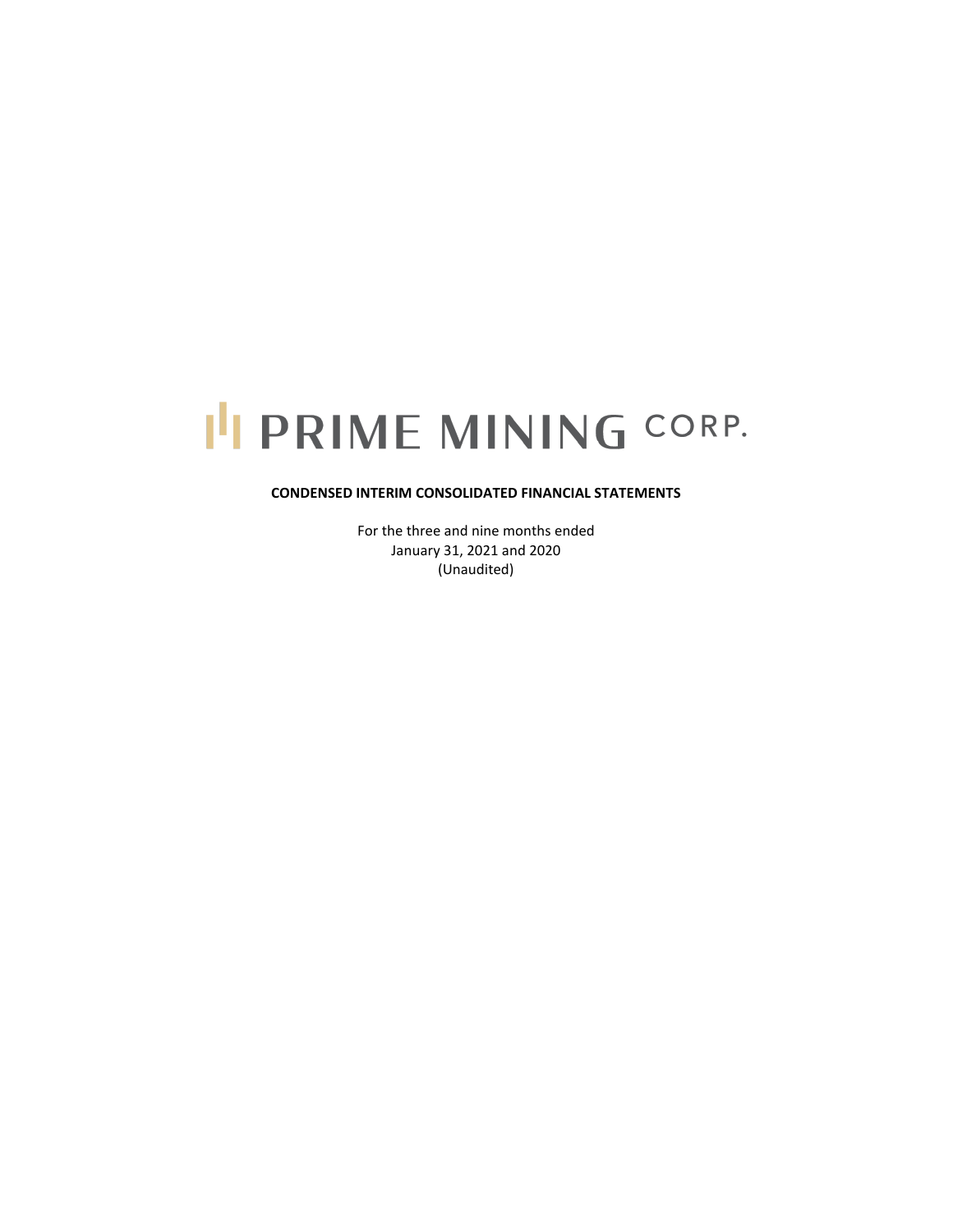# PRIME MINING CORP.

**CONDENSED INTERIM CONSOLIDATED FINANCIAL STATEMENTS**

For the three and nine months ended
January 31, 2021 and 2020
(Unaudited)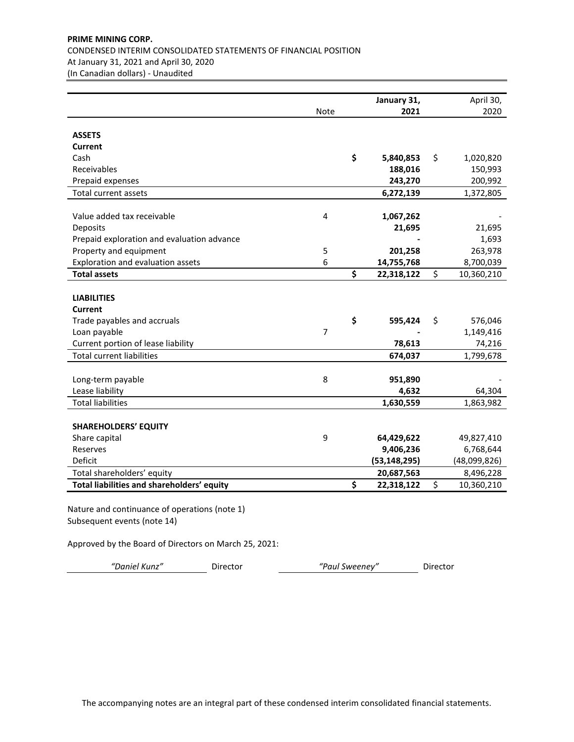**PRIME MINING CORP.**
CONDENSED INTERIM CONSOLIDATED STATEMENTS OF FINANCIAL POSITION
At January 31, 2021 and April 30, 2020
(In Canadian dollars) - Unaudited

| | Note | January 31, 2021 | April 30, 2020 |
|---|---|---|---|
| **ASSETS** | | | |
| **Current** | | | |
| Cash | | **$ 5,840,853** | $ 1,020,820 |
| Receivables | | **188,016** | 150,993 |
| Prepaid expenses | | **243,270** | 200,992 |
| Total current assets | | **6,272,139** | 1,372,805 |
| | | | |
| Value added tax receivable | 4 | **1,067,262** | - |
| Deposits | | **21,695** | 21,695 |
| Prepaid exploration and evaluation advance | | **-** | 1,693 |
| Property and equipment | 5 | **201,258** | 263,978 |
| Exploration and evaluation assets | 6 | **14,755,768** | 8,700,039 |
| **Total assets** | | **$ 22,318,122** | $ 10,360,210 |
| | | | |
| **LIABILITIES** | | | |
| **Current** | | | |
| Trade payables and accruals | | **$ 595,424** | $ 576,046 |
| Loan payable | 7 | **-** | 1,149,416 |
| Current portion of lease liability | | **78,613** | 74,216 |
| Total current liabilities | | **674,037** | 1,799,678 |
| | | | |
| Long-term payable | 8 | **951,890** | - |
| Lease liability | | **4,632** | 64,304 |
| Total liabilities | | **1,630,559** | 1,863,982 |
| | | | |
| **SHAREHOLDERS' EQUITY** | | | |
| Share capital | 9 | **64,429,622** | 49,827,410 |
| Reserves | | **9,406,236** | 6,768,644 |
| Deficit | | **(53,148,295)** | (48,099,826) |
| Total shareholders' equity | | **20,687,563** | 8,496,228 |
| **Total liabilities and shareholders' equity** | | **$ 22,318,122** | $ 10,360,210 |

Nature and continuance of operations (note 1)
Subsequent events (note 14)

Approved by the Board of Directors on March 25, 2021:

*"Daniel Kunz"* Director *"Paul Sweeney"* Director

The accompanying notes are an integral part of these condensed interim consolidated financial statements.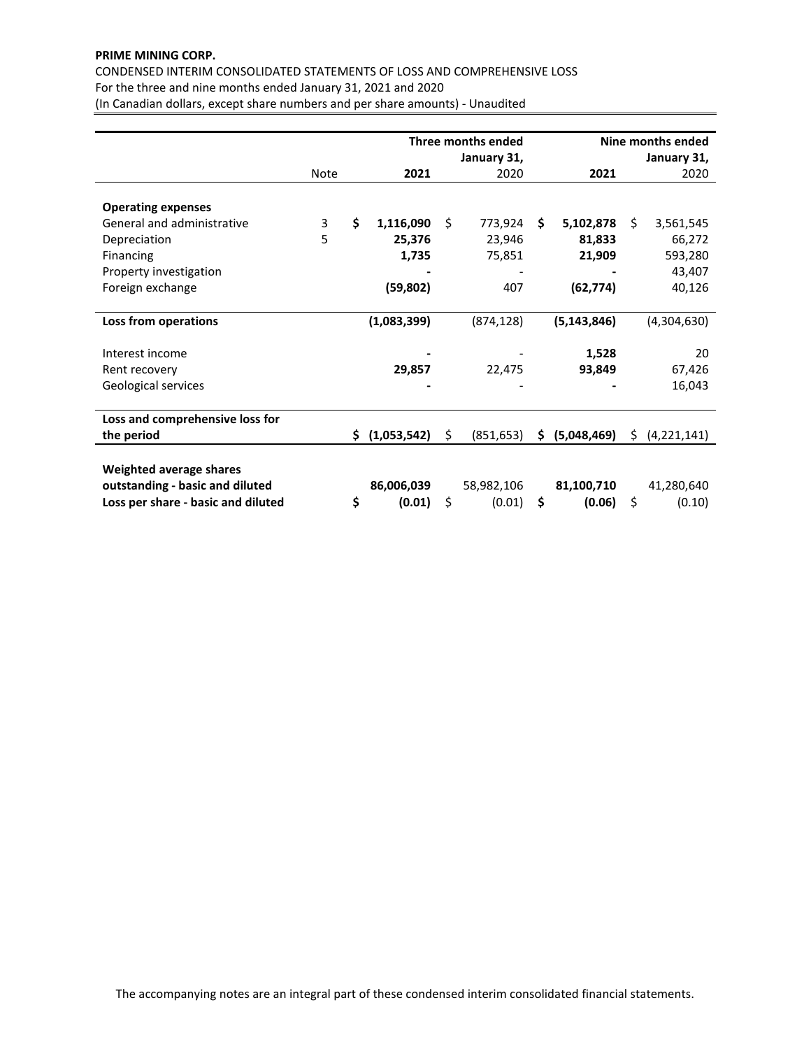**PRIME MINING CORP.**

CONDENSED INTERIM CONSOLIDATED STATEMENTS OF LOSS AND COMPREHENSIVE LOSS
For the three and nine months ended January 31, 2021 and 2020
(In Canadian dollars, except share numbers and per share amounts) - Unaudited

| | Note | Three months ended January 31, **2021** | Three months ended January 31, 2020 | Nine months ended January 31, **2021** | Nine months ended January 31, 2020 |
|---|---|---|---|---|---|
| **Operating expenses** | | | | | |
| General and administrative | 3 | **$ 1,116,090** | $ 773,924 | **$ 5,102,878** | $ 3,561,545 |
| Depreciation | 5 | **25,376** | 23,946 | **81,833** | 66,272 |
| Financing | | **1,735** | 75,851 | **21,909** | 593,280 |
| Property investigation | | **-** | - | **-** | 43,407 |
| Foreign exchange | | **(59,802)** | 407 | **(62,774)** | 40,126 |
| **Loss from operations** | | **(1,083,399)** | (874,128) | **(5,143,846)** | (4,304,630) |
| Interest income | | **-** | - | **1,528** | 20 |
| Rent recovery | | **29,857** | 22,475 | **93,849** | 67,426 |
| Geological services | | **-** | - | **-** | 16,043 |
| **Loss and comprehensive loss for the period** | | **$ (1,053,542)** | $ (851,653) | **$ (5,048,469)** | $ (4,221,141) |
| **Weighted average shares outstanding - basic and diluted** | | **86,006,039** | 58,982,106 | **81,100,710** | 41,280,640 |
| **Loss per share - basic and diluted** | | **$ (0.01)** | $ (0.01) | **$ (0.06)** | $ (0.10) |

The accompanying notes are an integral part of these condensed interim consolidated financial statements.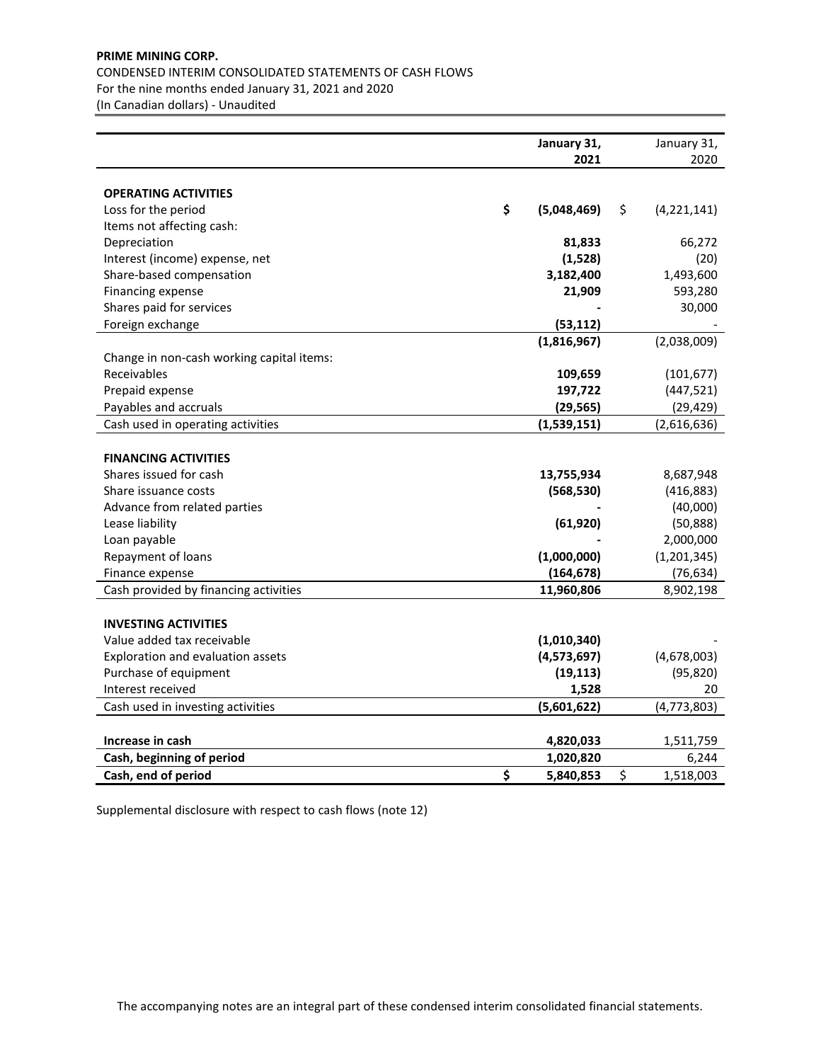**PRIME MINING CORP.**

CONDENSED INTERIM CONSOLIDATED STATEMENTS OF CASH FLOWS
For the nine months ended January 31, 2021 and 2020
(In Canadian dollars) - Unaudited

| | **January 31, 2021** | January 31, 2020 |
|---|---|---|
| **OPERATING ACTIVITIES** | | |
| Loss for the period | **$ (5,048,469)** | $ (4,221,141) |
| Items not affecting cash: | | |
| Depreciation | **81,833** | 66,272 |
| Interest (income) expense, net | **(1,528)** | (20) |
| Share-based compensation | **3,182,400** | 1,493,600 |
| Financing expense | **21,909** | 593,280 |
| Shares paid for services | **-** | 30,000 |
| Foreign exchange | **(53,112)** | - |
| | **(1,816,967)** | (2,038,009) |
| Change in non-cash working capital items: | | |
| Receivables | **109,659** | (101,677) |
| Prepaid expense | **197,722** | (447,521) |
| Payables and accruals | **(29,565)** | (29,429) |
| Cash used in operating activities | **(1,539,151)** | (2,616,636) |
| **FINANCING ACTIVITIES** | | |
| Shares issued for cash | **13,755,934** | 8,687,948 |
| Share issuance costs | **(568,530)** | (416,883) |
| Advance from related parties | **-** | (40,000) |
| Lease liability | **(61,920)** | (50,888) |
| Loan payable | **-** | 2,000,000 |
| Repayment of loans | **(1,000,000)** | (1,201,345) |
| Finance expense | **(164,678)** | (76,634) |
| Cash provided by financing activities | **11,960,806** | 8,902,198 |
| **INVESTING ACTIVITIES** | | |
| Value added tax receivable | **(1,010,340)** | - |
| Exploration and evaluation assets | **(4,573,697)** | (4,678,003) |
| Purchase of equipment | **(19,113)** | (95,820) |
| Interest received | **1,528** | 20 |
| Cash used in investing activities | **(5,601,622)** | (4,773,803) |
| **Increase in cash** | **4,820,033** | 1,511,759 |
| **Cash, beginning of period** | **1,020,820** | 6,244 |
| **Cash, end of period** | **$ 5,840,853** | $ 1,518,003 |

Supplemental disclosure with respect to cash flows (note 12)

The accompanying notes are an integral part of these condensed interim consolidated financial statements.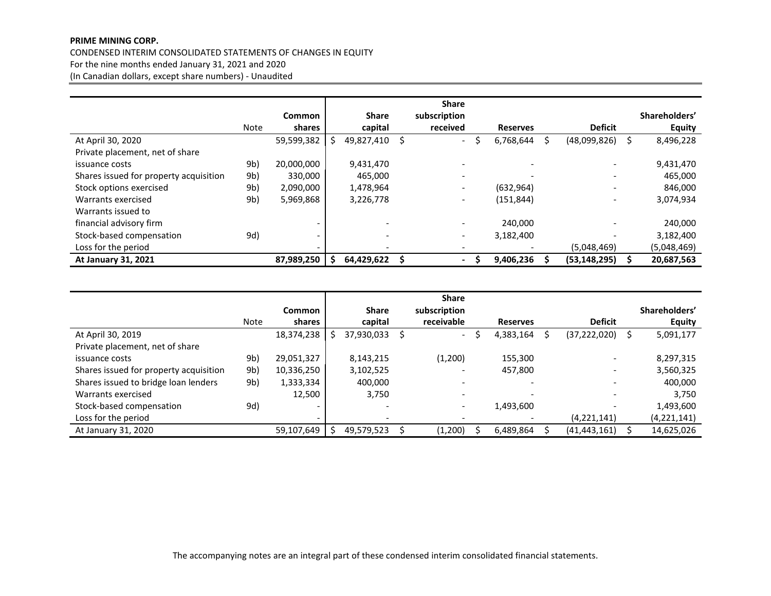**PRIME MINING CORP.**

CONDENSED INTERIM CONSOLIDATED STATEMENTS OF CHANGES IN EQUITY

For the nine months ended January 31, 2021 and 2020

(In Canadian dollars, except share numbers) - Unaudited

| | Note | Common shares | Share capital | Share subscription received | Reserves | Deficit | Shareholders' Equity |
|---|---|---|---|---|---|---|---|
| At April 30, 2020 | | 59,599,382 | $ 49,827,410 | $ - | $ 6,768,644 | $ (48,099,826) | $ 8,496,228 |
| Private placement, net of share issuance costs | 9b) | 20,000,000 | 9,431,470 | - | - | - | 9,431,470 |
| Shares issued for property acquisition | 9b) | 330,000 | 465,000 | - | - | - | 465,000 |
| Stock options exercised | 9b) | 2,090,000 | 1,478,964 | - | (632,964) | - | 846,000 |
| Warrants exercised | 9b) | 5,969,868 | 3,226,778 | - | (151,844) | - | 3,074,934 |
| Warrants issued to financial advisory firm | | - | - | - | 240,000 | - | 240,000 |
| Stock-based compensation | 9d) | - | - | - | 3,182,400 | - | 3,182,400 |
| Loss for the period | | - | - | - | - | (5,048,469) | (5,048,469) |
| **At January 31, 2021** | | **87,989,250** | **$ 64,429,622** | **$ -** | **$ 9,406,236** | **$ (53,148,295)** | **$ 20,687,563** |

| | Note | Common shares | Share capital | Share subscription receivable | Reserves | Deficit | Shareholders' Equity |
|---|---|---|---|---|---|---|---|
| At April 30, 2019 | | 18,374,238 | $ 37,930,033 | $ - | $ 4,383,164 | $ (37,222,020) | $ 5,091,177 |
| Private placement, net of share issuance costs | 9b) | 29,051,327 | 8,143,215 | (1,200) | 155,300 | - | 8,297,315 |
| Shares issued for property acquisition | 9b) | 10,336,250 | 3,102,525 | - | 457,800 | - | 3,560,325 |
| Shares issued to bridge loan lenders | 9b) | 1,333,334 | 400,000 | - | - | - | 400,000 |
| Warrants exercised | | 12,500 | 3,750 | - | - | - | 3,750 |
| Stock-based compensation | 9d) | - | - | - | 1,493,600 | - | 1,493,600 |
| Loss for the period | | - | - | - | - | (4,221,141) | (4,221,141) |
| At January 31, 2020 | | 59,107,649 | $ 49,579,523 | $ (1,200) | $ 6,489,864 | $ (41,443,161) | $ 14,625,026 |

The accompanying notes are an integral part of these condensed interim consolidated financial statements.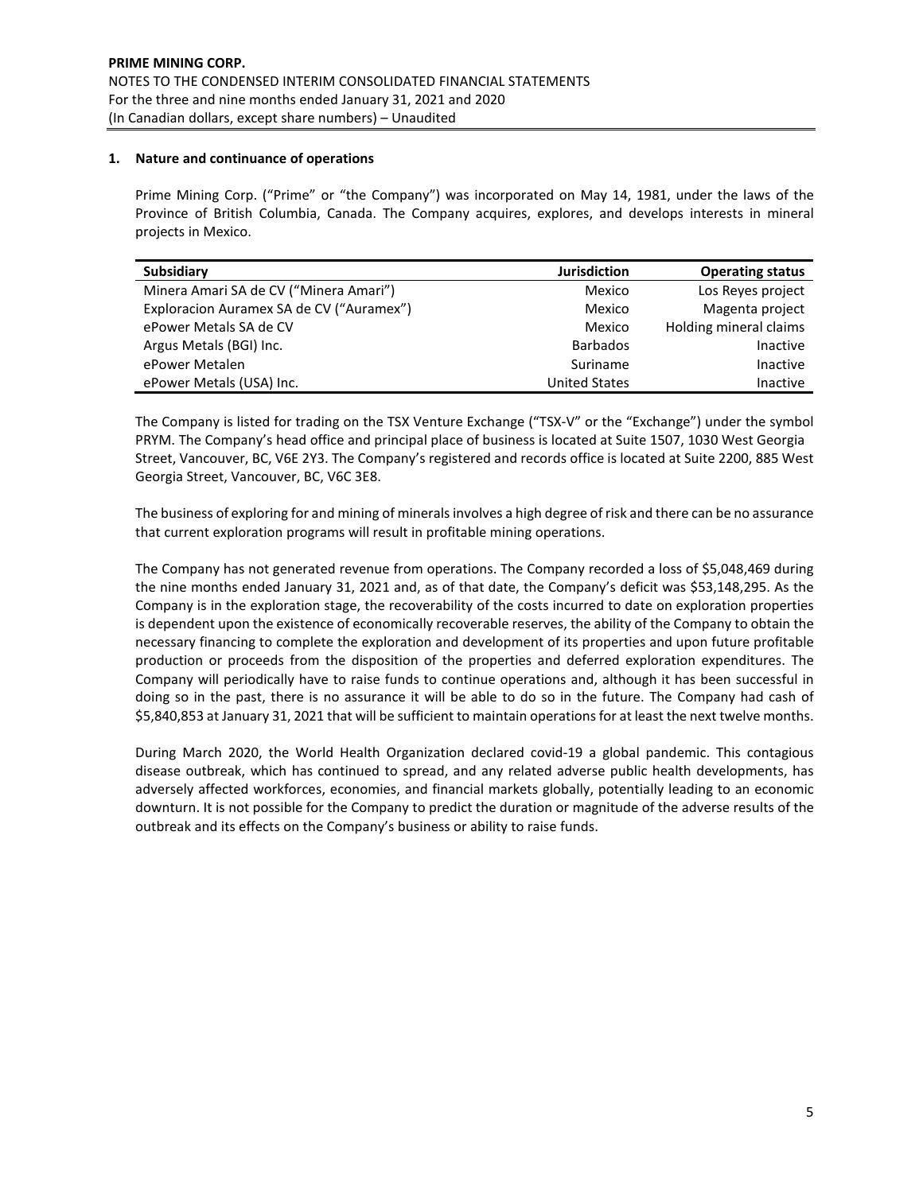## 1. Nature and continuance of operations

Prime Mining Corp. ("Prime" or "the Company") was incorporated on May 14, 1981, under the laws of the Province of British Columbia, Canada. The Company acquires, explores, and develops interests in mineral projects in Mexico.

| Subsidiary | Jurisdiction | Operating status |
|---|---|---|
| Minera Amari SA de CV ("Minera Amari") | Mexico | Los Reyes project |
| Exploracion Auramex SA de CV ("Auramex") | Mexico | Magenta project |
| ePower Metals SA de CV | Mexico | Holding mineral claims |
| Argus Metals (BGI) Inc. | Barbados | Inactive |
| ePower Metalen | Suriname | Inactive |
| ePower Metals (USA) Inc. | United States | Inactive |

The Company is listed for trading on the TSX Venture Exchange ("TSX-V" or the "Exchange") under the symbol PRYM. The Company's head office and principal place of business is located at Suite 1507, 1030 West Georgia Street, Vancouver, BC, V6E 2Y3. The Company's registered and records office is located at Suite 2200, 885 West Georgia Street, Vancouver, BC, V6C 3E8.

The business of exploring for and mining of minerals involves a high degree of risk and there can be no assurance that current exploration programs will result in profitable mining operations.

The Company has not generated revenue from operations. The Company recorded a loss of $5,048,469 during the nine months ended January 31, 2021 and, as of that date, the Company's deficit was $53,148,295. As the Company is in the exploration stage, the recoverability of the costs incurred to date on exploration properties is dependent upon the existence of economically recoverable reserves, the ability of the Company to obtain the necessary financing to complete the exploration and development of its properties and upon future profitable production or proceeds from the disposition of the properties and deferred exploration expenditures. The Company will periodically have to raise funds to continue operations and, although it has been successful in doing so in the past, there is no assurance it will be able to do so in the future. The Company had cash of $5,840,853 at January 31, 2021 that will be sufficient to maintain operations for at least the next twelve months.

During March 2020, the World Health Organization declared covid-19 a global pandemic. This contagious disease outbreak, which has continued to spread, and any related adverse public health developments, has adversely affected workforces, economies, and financial markets globally, potentially leading to an economic downturn. It is not possible for the Company to predict the duration or magnitude of the adverse results of the outbreak and its effects on the Company's business or ability to raise funds.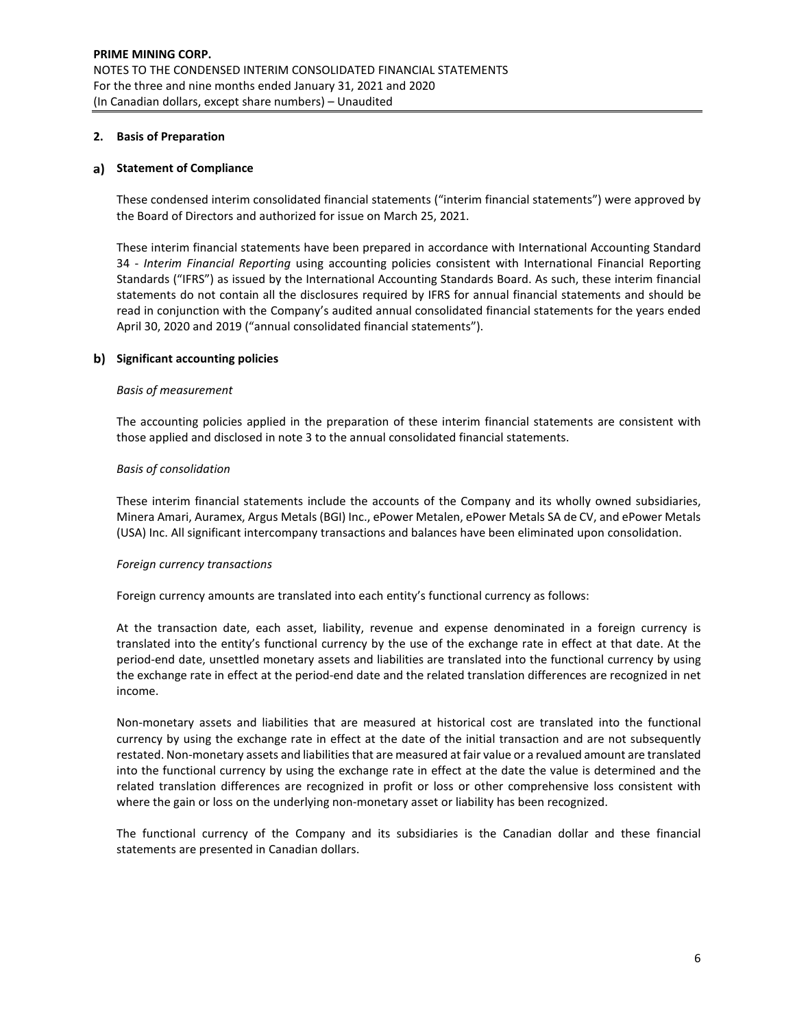## 2. Basis of Preparation

### a) Statement of Compliance

These condensed interim consolidated financial statements ("interim financial statements") were approved by the Board of Directors and authorized for issue on March 25, 2021.

These interim financial statements have been prepared in accordance with International Accounting Standard 34 - *Interim Financial Reporting* using accounting policies consistent with International Financial Reporting Standards ("IFRS") as issued by the International Accounting Standards Board. As such, these interim financial statements do not contain all the disclosures required by IFRS for annual financial statements and should be read in conjunction with the Company's audited annual consolidated financial statements for the years ended April 30, 2020 and 2019 ("annual consolidated financial statements").

### b) Significant accounting policies

*Basis of measurement*

The accounting policies applied in the preparation of these interim financial statements are consistent with those applied and disclosed in note 3 to the annual consolidated financial statements.

*Basis of consolidation*

These interim financial statements include the accounts of the Company and its wholly owned subsidiaries, Minera Amari, Auramex, Argus Metals (BGI) Inc., ePower Metalen, ePower Metals SA de CV, and ePower Metals (USA) Inc. All significant intercompany transactions and balances have been eliminated upon consolidation.

*Foreign currency transactions*

Foreign currency amounts are translated into each entity's functional currency as follows:

At the transaction date, each asset, liability, revenue and expense denominated in a foreign currency is translated into the entity's functional currency by the use of the exchange rate in effect at that date. At the period-end date, unsettled monetary assets and liabilities are translated into the functional currency by using the exchange rate in effect at the period-end date and the related translation differences are recognized in net income.

Non-monetary assets and liabilities that are measured at historical cost are translated into the functional currency by using the exchange rate in effect at the date of the initial transaction and are not subsequently restated. Non-monetary assets and liabilities that are measured at fair value or a revalued amount are translated into the functional currency by using the exchange rate in effect at the date the value is determined and the related translation differences are recognized in profit or loss or other comprehensive loss consistent with where the gain or loss on the underlying non-monetary asset or liability has been recognized.

The functional currency of the Company and its subsidiaries is the Canadian dollar and these financial statements are presented in Canadian dollars.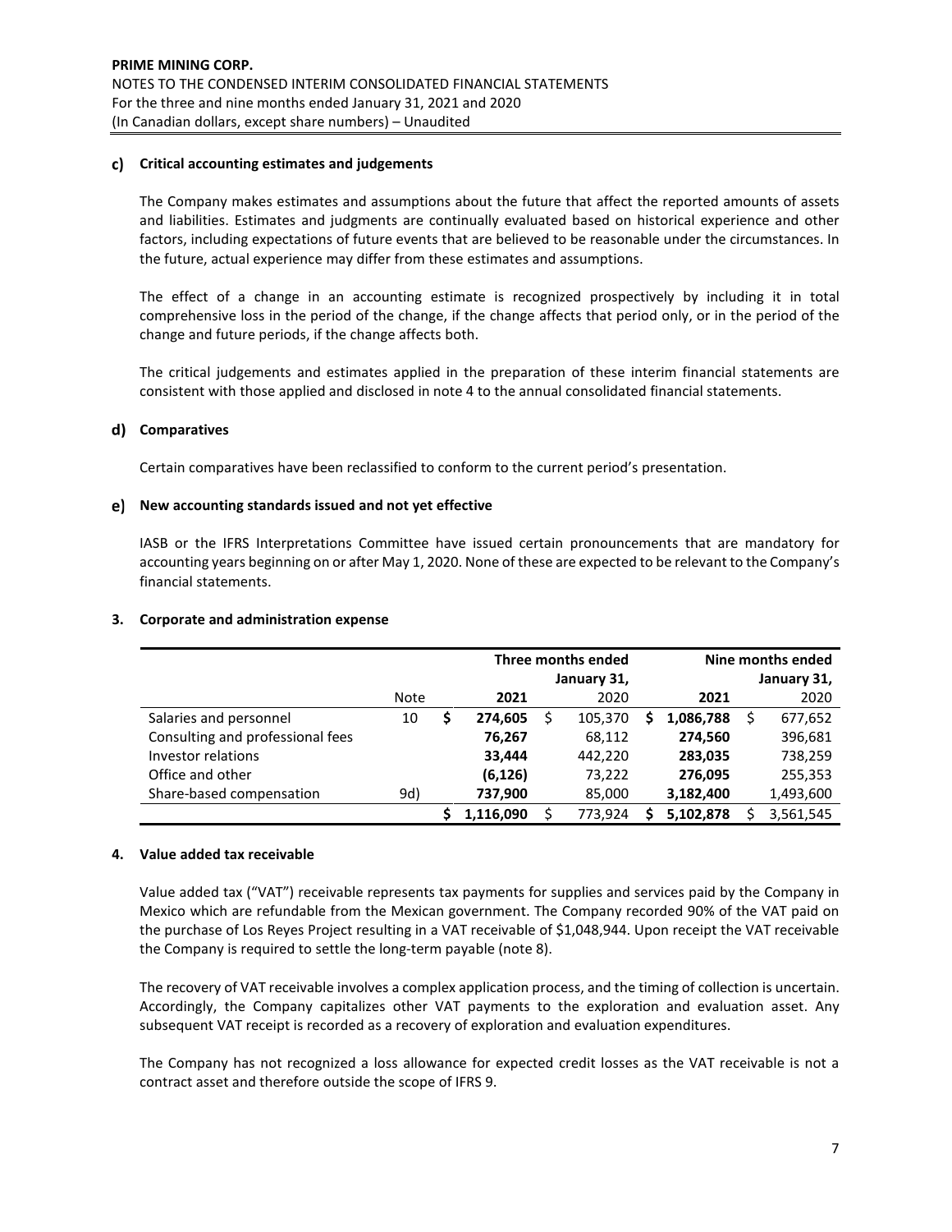### c) Critical accounting estimates and judgements

The Company makes estimates and assumptions about the future that affect the reported amounts of assets and liabilities. Estimates and judgments are continually evaluated based on historical experience and other factors, including expectations of future events that are believed to be reasonable under the circumstances. In the future, actual experience may differ from these estimates and assumptions.

The effect of a change in an accounting estimate is recognized prospectively by including it in total comprehensive loss in the period of the change, if the change affects that period only, or in the period of the change and future periods, if the change affects both.

The critical judgements and estimates applied in the preparation of these interim financial statements are consistent with those applied and disclosed in note 4 to the annual consolidated financial statements.

### d) Comparatives

Certain comparatives have been reclassified to conform to the current period's presentation.

### e) New accounting standards issued and not yet effective

IASB or the IFRS Interpretations Committee have issued certain pronouncements that are mandatory for accounting years beginning on or after May 1, 2020. None of these are expected to be relevant to the Company's financial statements.

## 3. Corporate and administration expense

| | | Three months ended January 31, | | Nine months ended January 31, | |
|---|---|---|---|---|---|
| | Note | **2021** | 2020 | **2021** | 2020 |
| Salaries and personnel | 10 | **$ 274,605** | $ 105,370 | **$ 1,086,788** | $ 677,652 |
| Consulting and professional fees | | **76,267** | 68,112 | **274,560** | 396,681 |
| Investor relations | | **33,444** | 442,220 | **283,035** | 738,259 |
| Office and other | | **(6,126)** | 73,222 | **276,095** | 255,353 |
| Share-based compensation | 9d) | **737,900** | 85,000 | **3,182,400** | 1,493,600 |
| | | **$ 1,116,090** | $ 773,924 | **$ 5,102,878** | $ 3,561,545 |

## 4. Value added tax receivable

Value added tax ("VAT") receivable represents tax payments for supplies and services paid by the Company in Mexico which are refundable from the Mexican government. The Company recorded 90% of the VAT paid on the purchase of Los Reyes Project resulting in a VAT receivable of $1,048,944. Upon receipt the VAT receivable the Company is required to settle the long-term payable (note 8).

The recovery of VAT receivable involves a complex application process, and the timing of collection is uncertain. Accordingly, the Company capitalizes other VAT payments to the exploration and evaluation asset. Any subsequent VAT receipt is recorded as a recovery of exploration and evaluation expenditures.

The Company has not recognized a loss allowance for expected credit losses as the VAT receivable is not a contract asset and therefore outside the scope of IFRS 9.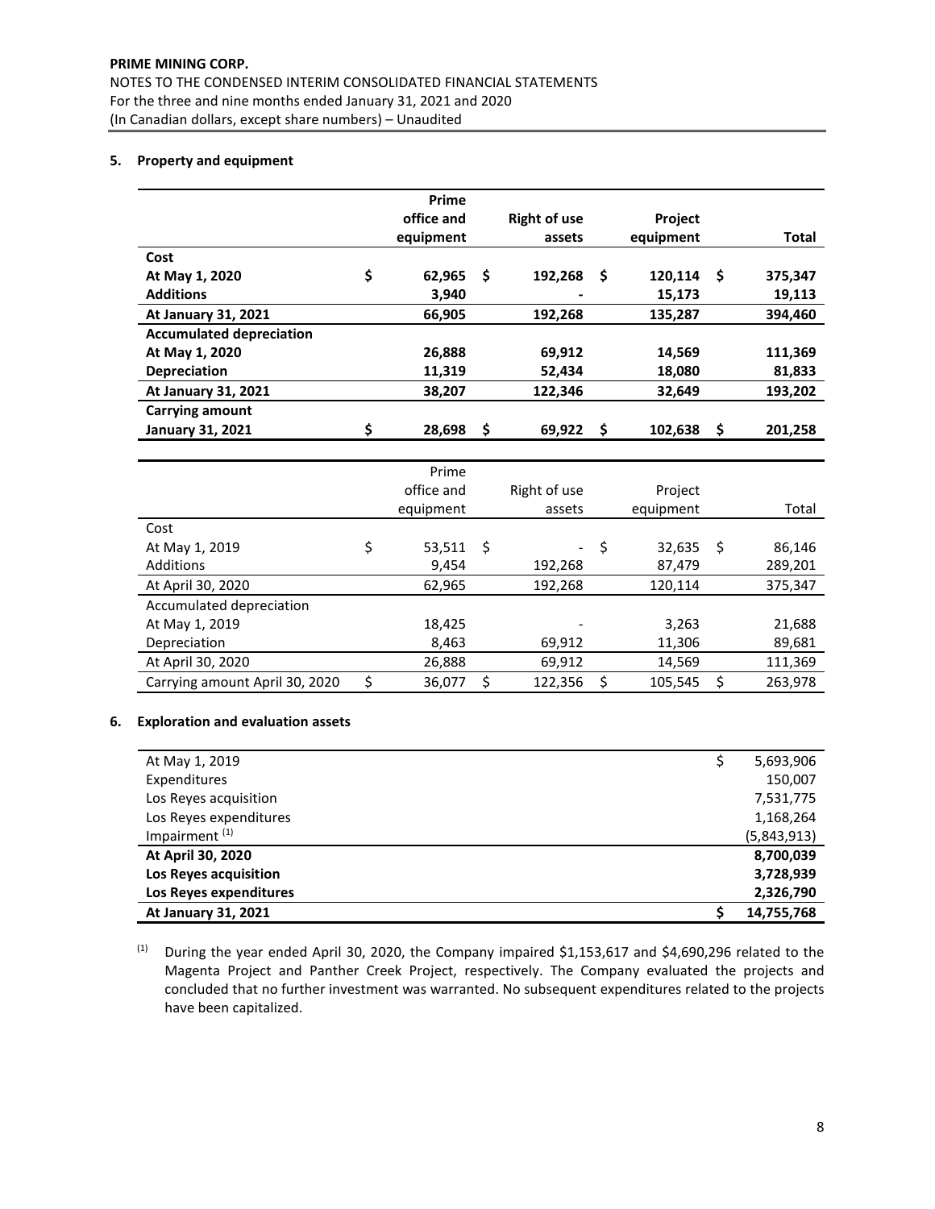## 5. Property and equipment

| | Prime office and equipment | Right of use assets | Project equipment | Total |
|---|---|---|---|---|
| **Cost** | | | | |
| **At May 1, 2020** | **$ 62,965** | **$ 192,268** | **$ 120,114** | **$ 375,347** |
| **Additions** | **3,940** | **-** | **15,173** | **19,113** |
| **At January 31, 2021** | **66,905** | **192,268** | **135,287** | **394,460** |
| **Accumulated depreciation** | | | | |
| **At May 1, 2020** | **26,888** | **69,912** | **14,569** | **111,369** |
| **Depreciation** | **11,319** | **52,434** | **18,080** | **81,833** |
| **At January 31, 2021** | **38,207** | **122,346** | **32,649** | **193,202** |
| **Carrying amount** | | | | |
| **January 31, 2021** | **$ 28,698** | **$ 69,922** | **$ 102,638** | **$ 201,258** |

| | Prime office and equipment | Right of use assets | Project equipment | Total |
|---|---|---|---|---|
| Cost | | | | |
| At May 1, 2019 | $ 53,511 | $ - | $ 32,635 | $ 86,146 |
| Additions | 9,454 | 192,268 | 87,479 | 289,201 |
| At April 30, 2020 | 62,965 | 192,268 | 120,114 | 375,347 |
| Accumulated depreciation | | | | |
| At May 1, 2019 | 18,425 | - | 3,263 | 21,688 |
| Depreciation | 8,463 | 69,912 | 11,306 | 89,681 |
| At April 30, 2020 | 26,888 | 69,912 | 14,569 | 111,369 |
| Carrying amount April 30, 2020 | $ 36,077 | $ 122,356 | $ 105,545 | $ 263,978 |

## 6. Exploration and evaluation assets

| | |
|---|---|
| At May 1, 2019 | $ 5,693,906 |
| Expenditures | 150,007 |
| Los Reyes acquisition | 7,531,775 |
| Los Reyes expenditures | 1,168,264 |
| Impairment [(1)] | (5,843,913) |
| **At April 30, 2020** | **8,700,039** |
| **Los Reyes acquisition** | **3,728,939** |
| **Los Reyes expenditures** | **2,326,790** |
| **At January 31, 2021** | **$ 14,755,768** |

[(1)] During the year ended April 30, 2020, the Company impaired $1,153,617 and $4,690,296 related to the Magenta Project and Panther Creek Project, respectively. The Company evaluated the projects and concluded that no further investment was warranted. No subsequent expenditures related to the projects have been capitalized.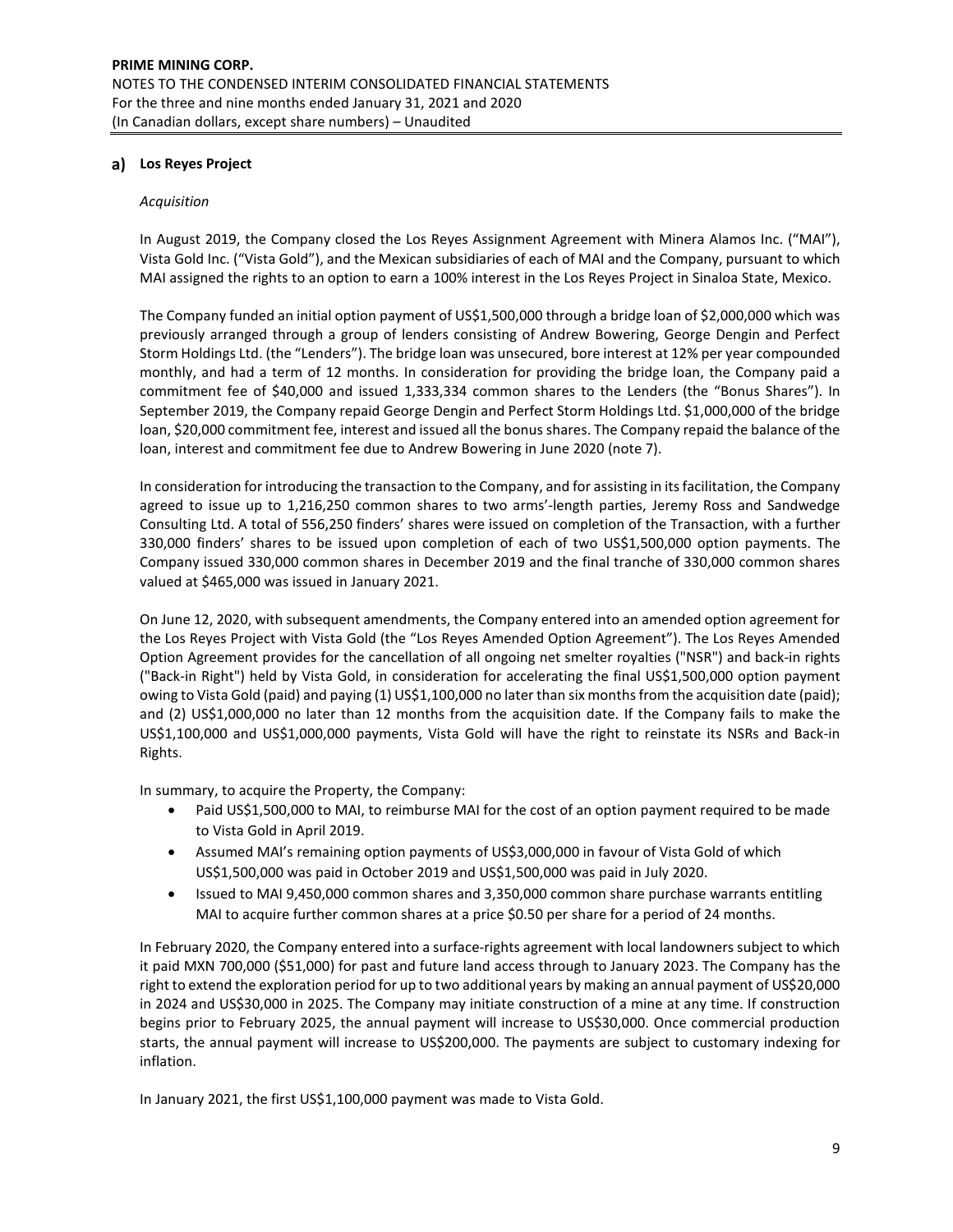## a) Los Reyes Project

*Acquisition*

In August 2019, the Company closed the Los Reyes Assignment Agreement with Minera Alamos Inc. ("MAI"), Vista Gold Inc. ("Vista Gold"), and the Mexican subsidiaries of each of MAI and the Company, pursuant to which MAI assigned the rights to an option to earn a 100% interest in the Los Reyes Project in Sinaloa State, Mexico.

The Company funded an initial option payment of US$1,500,000 through a bridge loan of $2,000,000 which was previously arranged through a group of lenders consisting of Andrew Bowering, George Dengin and Perfect Storm Holdings Ltd. (the "Lenders"). The bridge loan was unsecured, bore interest at 12% per year compounded monthly, and had a term of 12 months. In consideration for providing the bridge loan, the Company paid a commitment fee of $40,000 and issued 1,333,334 common shares to the Lenders (the "Bonus Shares"). In September 2019, the Company repaid George Dengin and Perfect Storm Holdings Ltd. $1,000,000 of the bridge loan, $20,000 commitment fee, interest and issued all the bonus shares. The Company repaid the balance of the loan, interest and commitment fee due to Andrew Bowering in June 2020 (note 7).

In consideration for introducing the transaction to the Company, and for assisting in its facilitation, the Company agreed to issue up to 1,216,250 common shares to two arms'-length parties, Jeremy Ross and Sandwedge Consulting Ltd. A total of 556,250 finders' shares were issued on completion of the Transaction, with a further 330,000 finders' shares to be issued upon completion of each of two US$1,500,000 option payments. The Company issued 330,000 common shares in December 2019 and the final tranche of 330,000 common shares valued at $465,000 was issued in January 2021.

On June 12, 2020, with subsequent amendments, the Company entered into an amended option agreement for the Los Reyes Project with Vista Gold (the "Los Reyes Amended Option Agreement"). The Los Reyes Amended Option Agreement provides for the cancellation of all ongoing net smelter royalties ("NSR") and back-in rights ("Back-in Right") held by Vista Gold, in consideration for accelerating the final US$1,500,000 option payment owing to Vista Gold (paid) and paying (1) US$1,100,000 no later than six months from the acquisition date (paid); and (2) US$1,000,000 no later than 12 months from the acquisition date. If the Company fails to make the US$1,100,000 and US$1,000,000 payments, Vista Gold will have the right to reinstate its NSRs and Back-in Rights.

In summary, to acquire the Property, the Company:

- Paid US$1,500,000 to MAI, to reimburse MAI for the cost of an option payment required to be made to Vista Gold in April 2019.
- Assumed MAI's remaining option payments of US$3,000,000 in favour of Vista Gold of which US$1,500,000 was paid in October 2019 and US$1,500,000 was paid in July 2020.
- Issued to MAI 9,450,000 common shares and 3,350,000 common share purchase warrants entitling MAI to acquire further common shares at a price $0.50 per share for a period of 24 months.

In February 2020, the Company entered into a surface-rights agreement with local landowners subject to which it paid MXN 700,000 ($51,000) for past and future land access through to January 2023. The Company has the right to extend the exploration period for up to two additional years by making an annual payment of US$20,000 in 2024 and US$30,000 in 2025. The Company may initiate construction of a mine at any time. If construction begins prior to February 2025, the annual payment will increase to US$30,000. Once commercial production starts, the annual payment will increase to US$200,000. The payments are subject to customary indexing for inflation.

In January 2021, the first US$1,100,000 payment was made to Vista Gold.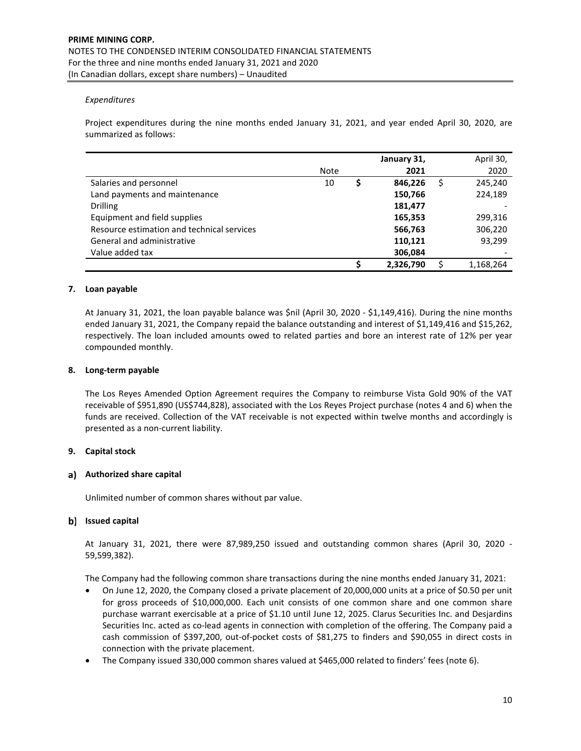*Expenditures*

Project expenditures during the nine months ended January 31, 2021, and year ended April 30, 2020, are summarized as follows:

| | Note | January 31, 2021 | April 30, 2020 |
|---|---|---|---|
| Salaries and personnel | 10 | **$ 846,226** | $ 245,240 |
| Land payments and maintenance | | **150,766** | 224,189 |
| Drilling | | **181,477** | - |
| Equipment and field supplies | | **165,353** | 299,316 |
| Resource estimation and technical services | | **566,763** | 306,220 |
| General and administrative | | **110,121** | 93,299 |
| Value added tax | | **306,084** | - |
| | | **$ 2,326,790** | $ 1,168,264 |

## 7. Loan payable

At January 31, 2021, the loan payable balance was $nil (April 30, 2020 - $1,149,416). During the nine months ended January 31, 2021, the Company repaid the balance outstanding and interest of $1,149,416 and $15,262, respectively. The loan included amounts owed to related parties and bore an interest rate of 12% per year compounded monthly.

## 8. Long-term payable

The Los Reyes Amended Option Agreement requires the Company to reimburse Vista Gold 90% of the VAT receivable of $951,890 (US$744,828), associated with the Los Reyes Project purchase (notes 4 and 6) when the funds are received. Collection of the VAT receivable is not expected within twelve months and accordingly is presented as a non-current liability.

## 9. Capital stock

### a) Authorized share capital

Unlimited number of common shares without par value.

### b) Issued capital

At January 31, 2021, there were 87,989,250 issued and outstanding common shares (April 30, 2020 - 59,599,382).

The Company had the following common share transactions during the nine months ended January 31, 2021:

- On June 12, 2020, the Company closed a private placement of 20,000,000 units at a price of $0.50 per unit for gross proceeds of $10,000,000. Each unit consists of one common share and one common share purchase warrant exercisable at a price of $1.10 until June 12, 2025. Clarus Securities Inc. and Desjardins Securities Inc. acted as co-lead agents in connection with completion of the offering. The Company paid a cash commission of $397,200, out-of-pocket costs of $81,275 to finders and $90,055 in direct costs in connection with the private placement.
- The Company issued 330,000 common shares valued at $465,000 related to finders' fees (note 6).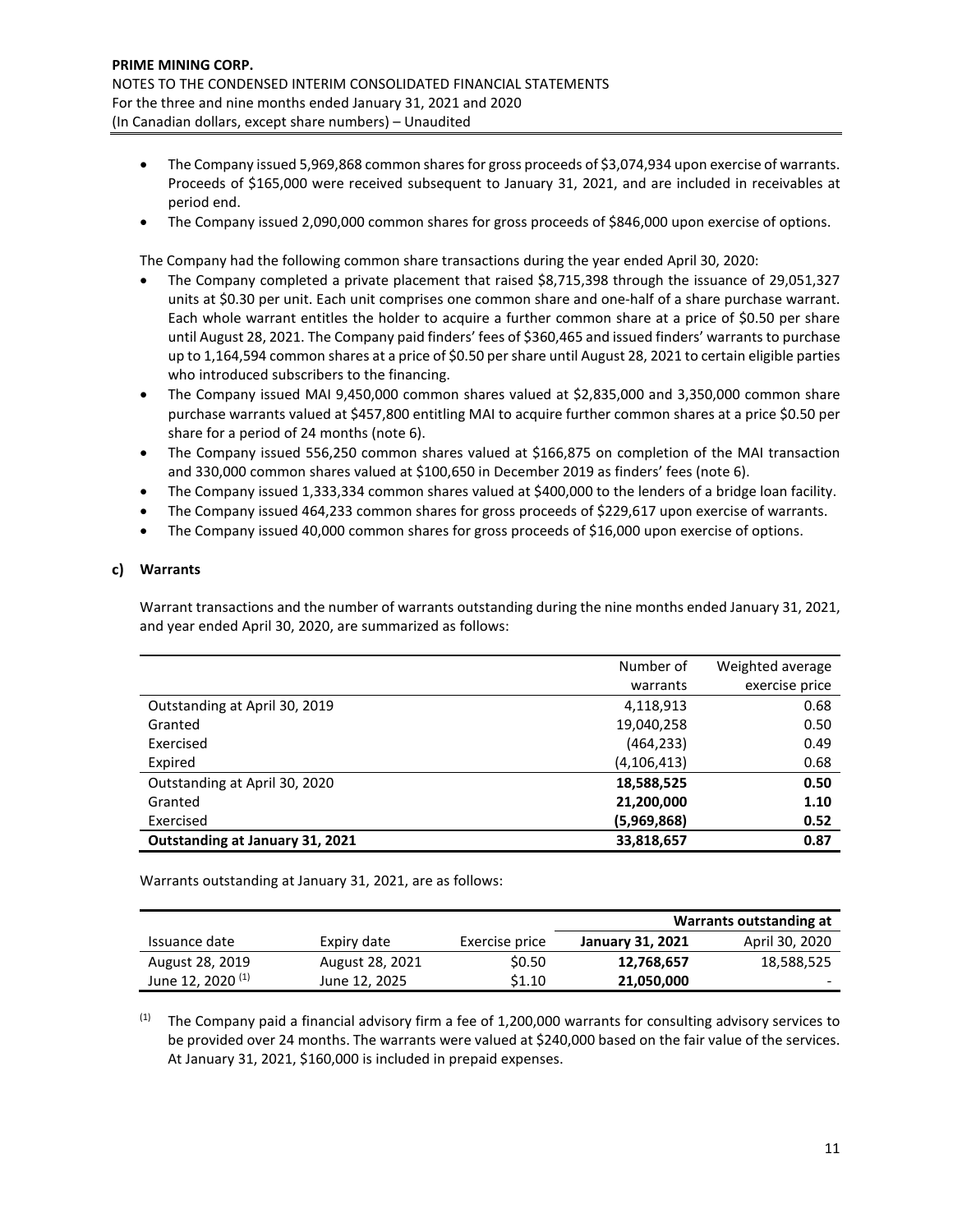- The Company issued 5,969,868 common shares for gross proceeds of $3,074,934 upon exercise of warrants. Proceeds of $165,000 were received subsequent to January 31, 2021, and are included in receivables at period end.
- The Company issued 2,090,000 common shares for gross proceeds of $846,000 upon exercise of options.

The Company had the following common share transactions during the year ended April 30, 2020:

- The Company completed a private placement that raised $8,715,398 through the issuance of 29,051,327 units at $0.30 per unit. Each unit comprises one common share and one-half of a share purchase warrant. Each whole warrant entitles the holder to acquire a further common share at a price of $0.50 per share until August 28, 2021. The Company paid finders' fees of $360,465 and issued finders' warrants to purchase up to 1,164,594 common shares at a price of $0.50 per share until August 28, 2021 to certain eligible parties who introduced subscribers to the financing.
- The Company issued MAI 9,450,000 common shares valued at $2,835,000 and 3,350,000 common share purchase warrants valued at $457,800 entitling MAI to acquire further common shares at a price $0.50 per share for a period of 24 months (note 6).
- The Company issued 556,250 common shares valued at $166,875 on completion of the MAI transaction and 330,000 common shares valued at $100,650 in December 2019 as finders' fees (note 6).
- The Company issued 1,333,334 common shares valued at $400,000 to the lenders of a bridge loan facility.
- The Company issued 464,233 common shares for gross proceeds of $229,617 upon exercise of warrants.
- The Company issued 40,000 common shares for gross proceeds of $16,000 upon exercise of options.

### c) Warrants

Warrant transactions and the number of warrants outstanding during the nine months ended January 31, 2021, and year ended April 30, 2020, are summarized as follows:

| | Number of warrants | Weighted average exercise price |
|---|---|---|
| Outstanding at April 30, 2019 | 4,118,913 | 0.68 |
| Granted | 19,040,258 | 0.50 |
| Exercised | (464,233) | 0.49 |
| Expired | (4,106,413) | 0.68 |
| Outstanding at April 30, 2020 | **18,588,525** | **0.50** |
| Granted | **21,200,000** | **1.10** |
| Exercised | **(5,969,868)** | **0.52** |
| **Outstanding at January 31, 2021** | **33,818,657** | **0.87** |

Warrants outstanding at January 31, 2021, are as follows:

| | | | **Warrants outstanding at** | |
|---|---|---|---|---|
| Issuance date | Expiry date | Exercise price | **January 31, 2021** | April 30, 2020 |
| August 28, 2019 | August 28, 2021 | $0.50 | **12,768,657** | 18,588,525 |
| June 12, 2020 [(1)] | June 12, 2025 | $1.10 | **21,050,000** | - |

[(1)] The Company paid a financial advisory firm a fee of 1,200,000 warrants for consulting advisory services to be provided over 24 months. The warrants were valued at $240,000 based on the fair value of the services. At January 31, 2021, $160,000 is included in prepaid expenses.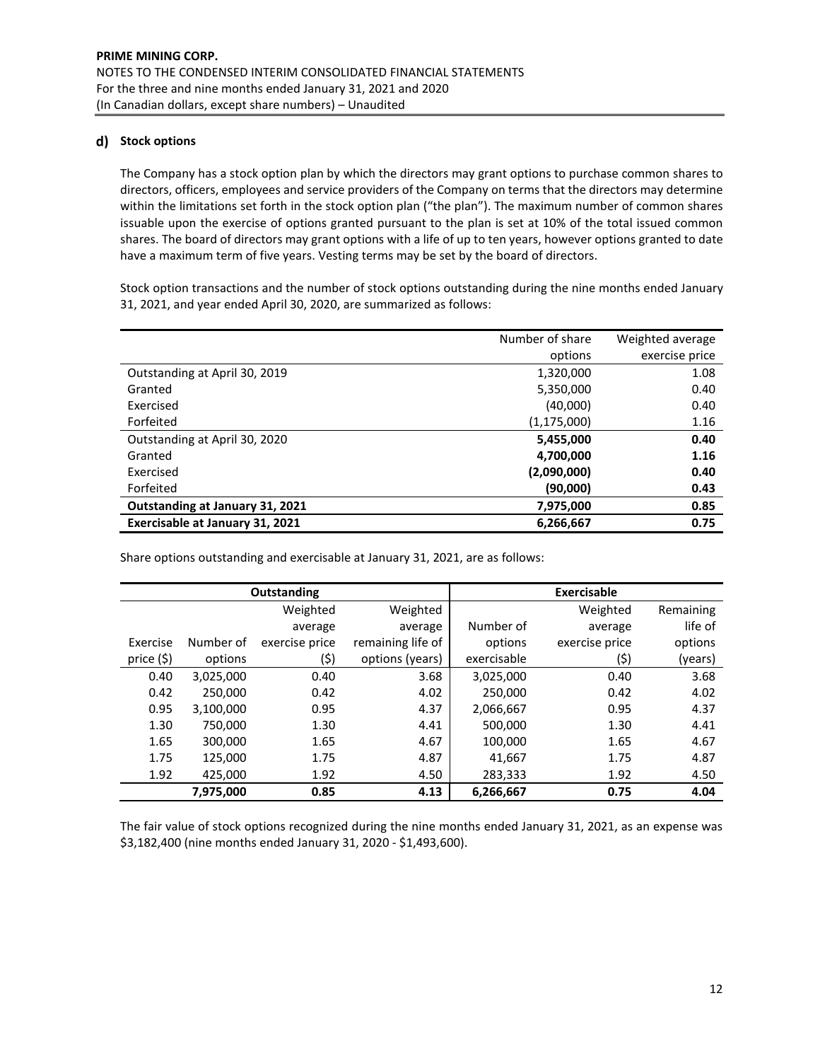#### d) Stock options

The Company has a stock option plan by which the directors may grant options to purchase common shares to directors, officers, employees and service providers of the Company on terms that the directors may determine within the limitations set forth in the stock option plan ("the plan"). The maximum number of common shares issuable upon the exercise of options granted pursuant to the plan is set at 10% of the total issued common shares. The board of directors may grant options with a life of up to ten years, however options granted to date have a maximum term of five years. Vesting terms may be set by the board of directors.

Stock option transactions and the number of stock options outstanding during the nine months ended January 31, 2021, and year ended April 30, 2020, are summarized as follows:

| | Number of share options | Weighted average exercise price |
|---|---|---|
| Outstanding at April 30, 2019 | 1,320,000 | 1.08 |
| Granted | 5,350,000 | 0.40 |
| Exercised | (40,000) | 0.40 |
| Forfeited | (1,175,000) | 1.16 |
| Outstanding at April 30, 2020 | **5,455,000** | **0.40** |
| Granted | **4,700,000** | **1.16** |
| Exercised | **(2,090,000)** | **0.40** |
| Forfeited | **(90,000)** | **0.43** |
| **Outstanding at January 31, 2021** | **7,975,000** | **0.85** |
| **Exercisable at January 31, 2021** | **6,266,667** | **0.75** |

Share options outstanding and exercisable at January 31, 2021, are as follows:

| **Outstanding** | | | | **Exercisable** | | |
|---|---|---|---|---|---|---|
| Exercise price ($) | Number of options | Weighted average exercise price ($) | Weighted average remaining life of options (years) | Number of options exercisable | Weighted average exercise price ($) | Remaining life of options (years) |
| 0.40 | 3,025,000 | 0.40 | 3.68 | 3,025,000 | 0.40 | 3.68 |
| 0.42 | 250,000 | 0.42 | 4.02 | 250,000 | 0.42 | 4.02 |
| 0.95 | 3,100,000 | 0.95 | 4.37 | 2,066,667 | 0.95 | 4.37 |
| 1.30 | 750,000 | 1.30 | 4.41 | 500,000 | 1.30 | 4.41 |
| 1.65 | 300,000 | 1.65 | 4.67 | 100,000 | 1.65 | 4.67 |
| 1.75 | 125,000 | 1.75 | 4.87 | 41,667 | 1.75 | 4.87 |
| 1.92 | 425,000 | 1.92 | 4.50 | 283,333 | 1.92 | 4.50 |
| | **7,975,000** | **0.85** | **4.13** | **6,266,667** | **0.75** | **4.04** |

The fair value of stock options recognized during the nine months ended January 31, 2021, as an expense was $3,182,400 (nine months ended January 31, 2020 - $1,493,600).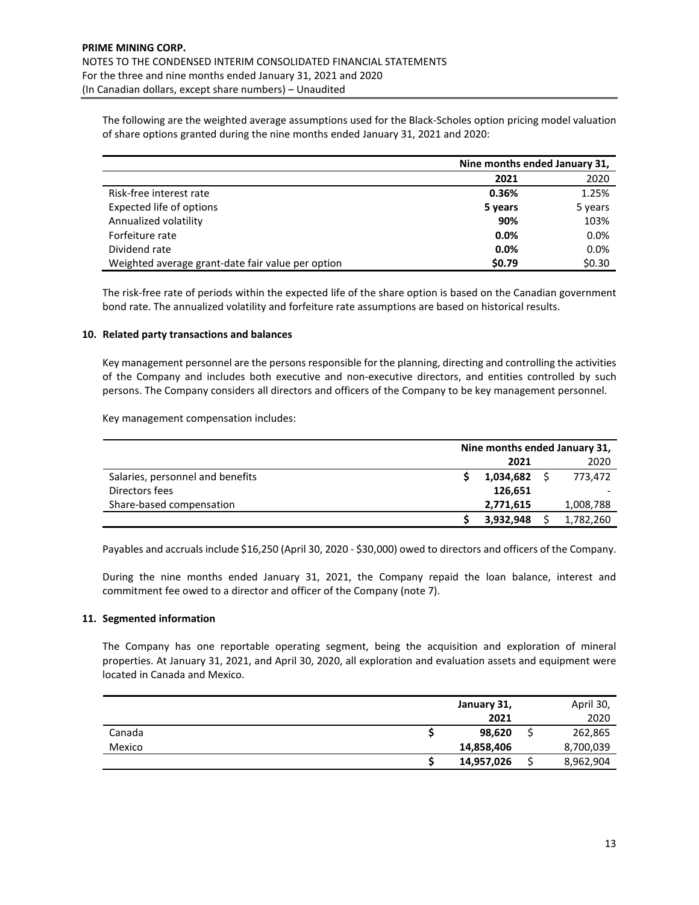The following are the weighted average assumptions used for the Black-Scholes option pricing model valuation of share options granted during the nine months ended January 31, 2021 and 2020:

| | Nine months ended January 31, | |
|---|---|---|
| | **2021** | 2020 |
| Risk-free interest rate | **0.36%** | 1.25% |
| Expected life of options | **5 years** | 5 years |
| Annualized volatility | **90%** | 103% |
| Forfeiture rate | **0.0%** | 0.0% |
| Dividend rate | **0.0%** | 0.0% |
| Weighted average grant-date fair value per option | **$0.79** | $0.30 |

The risk-free rate of periods within the expected life of the share option is based on the Canadian government bond rate. The annualized volatility and forfeiture rate assumptions are based on historical results.

**10. Related party transactions and balances**

Key management personnel are the persons responsible for the planning, directing and controlling the activities of the Company and includes both executive and non-executive directors, and entities controlled by such persons. The Company considers all directors and officers of the Company to be key management personnel.

Key management compensation includes:

| | Nine months ended January 31, | |
|---|---|---|
| | **2021** | 2020 |
| Salaries, personnel and benefits | **$ 1,034,682** | $ 773,472 |
| Directors fees | **126,651** | - |
| Share-based compensation | **2,771,615** | 1,008,788 |
| | **$ 3,932,948** | $ 1,782,260 |

Payables and accruals include $16,250 (April 30, 2020 - $30,000) owed to directors and officers of the Company.

During the nine months ended January 31, 2021, the Company repaid the loan balance, interest and commitment fee owed to a director and officer of the Company (note 7).

**11. Segmented information**

The Company has one reportable operating segment, being the acquisition and exploration of mineral properties. At January 31, 2021, and April 30, 2020, all exploration and evaluation assets and equipment were located in Canada and Mexico.

| | **January 31, 2021** | April 30, 2020 |
|---|---|---|
| Canada | **$ 98,620** | $ 262,865 |
| Mexico | **14,858,406** | 8,700,039 |
| | **$ 14,957,026** | $ 8,962,904 |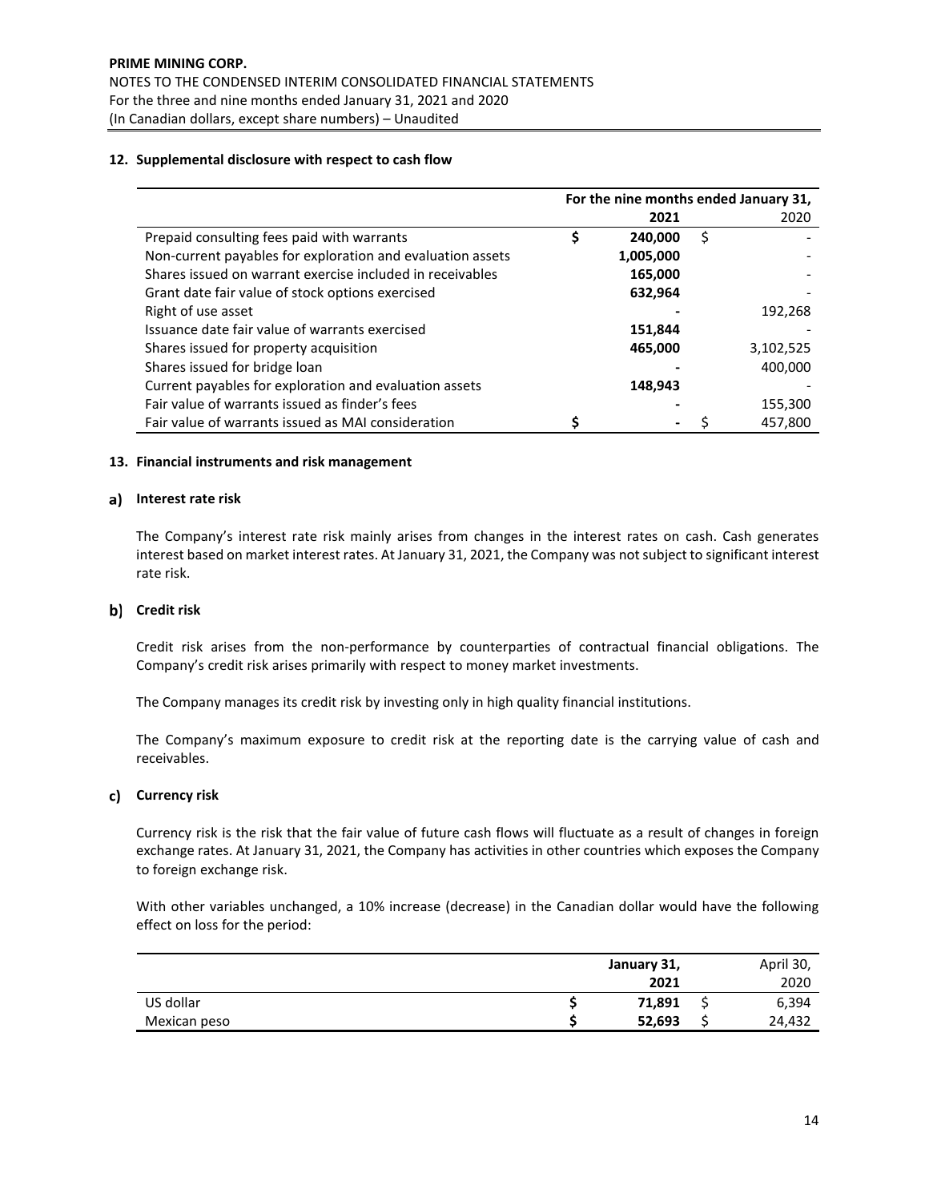## 12. Supplemental disclosure with respect to cash flow

| | For the nine months ended January 31, | |
|---|---|---|
| | **2021** | 2020 |
| Prepaid consulting fees paid with warrants | **$ 240,000** | $ - |
| Non-current payables for exploration and evaluation assets | **1,005,000** | - |
| Shares issued on warrant exercise included in receivables | **165,000** | - |
| Grant date fair value of stock options exercised | **632,964** | - |
| Right of use asset | **-** | 192,268 |
| Issuance date fair value of warrants exercised | **151,844** | - |
| Shares issued for property acquisition | **465,000** | 3,102,525 |
| Shares issued for bridge loan | **-** | 400,000 |
| Current payables for exploration and evaluation assets | **148,943** | - |
| Fair value of warrants issued as finder's fees | **-** | 155,300 |
| Fair value of warrants issued as MAI consideration | **$ -** | $ 457,800 |

## 13. Financial instruments and risk management

### a) Interest rate risk

The Company's interest rate risk mainly arises from changes in the interest rates on cash. Cash generates interest based on market interest rates. At January 31, 2021, the Company was not subject to significant interest rate risk.

### b) Credit risk

Credit risk arises from the non-performance by counterparties of contractual financial obligations. The Company's credit risk arises primarily with respect to money market investments.

The Company manages its credit risk by investing only in high quality financial institutions.

The Company's maximum exposure to credit risk at the reporting date is the carrying value of cash and receivables.

### c) Currency risk

Currency risk is the risk that the fair value of future cash flows will fluctuate as a result of changes in foreign exchange rates. At January 31, 2021, the Company has activities in other countries which exposes the Company to foreign exchange risk.

With other variables unchanged, a 10% increase (decrease) in the Canadian dollar would have the following effect on loss for the period:

| | **January 31, 2021** | April 30, 2020 |
|---|---|---|
| US dollar | **$ 71,891** | $ 6,394 |
| Mexican peso | **$ 52,693** | $ 24,432 |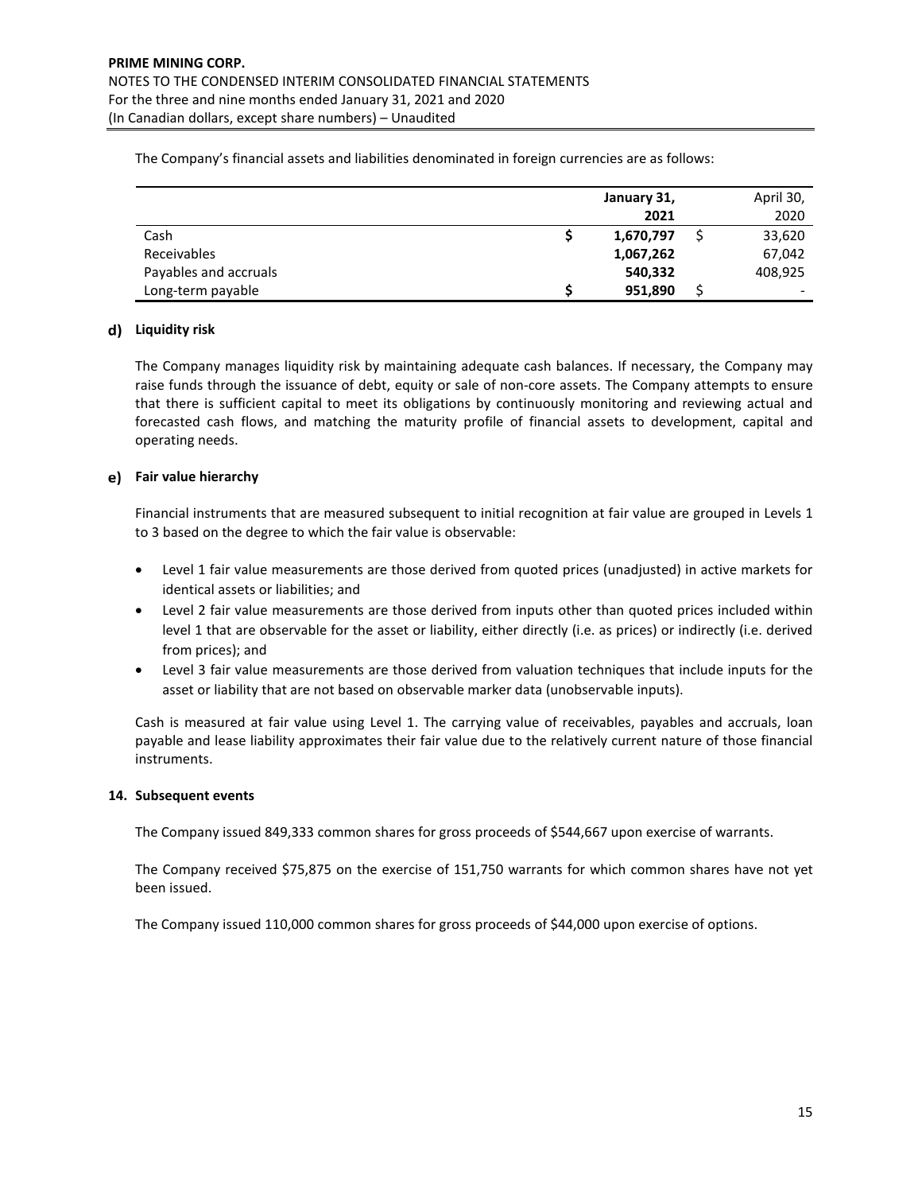The Company's financial assets and liabilities denominated in foreign currencies are as follows:

| | January 31, 2021 | April 30, 2020 |
|---|---|---|
| Cash | $ 1,670,797 | $ 33,620 |
| Receivables | 1,067,262 | 67,042 |
| Payables and accruals | 540,332 | 408,925 |
| Long-term payable | $ 951,890 | $ - |

**d) Liquidity risk**

The Company manages liquidity risk by maintaining adequate cash balances. If necessary, the Company may raise funds through the issuance of debt, equity or sale of non-core assets. The Company attempts to ensure that there is sufficient capital to meet its obligations by continuously monitoring and reviewing actual and forecasted cash flows, and matching the maturity profile of financial assets to development, capital and operating needs.

**e) Fair value hierarchy**

Financial instruments that are measured subsequent to initial recognition at fair value are grouped in Levels 1 to 3 based on the degree to which the fair value is observable:

- Level 1 fair value measurements are those derived from quoted prices (unadjusted) in active markets for identical assets or liabilities; and
- Level 2 fair value measurements are those derived from inputs other than quoted prices included within level 1 that are observable for the asset or liability, either directly (i.e. as prices) or indirectly (i.e. derived from prices); and
- Level 3 fair value measurements are those derived from valuation techniques that include inputs for the asset or liability that are not based on observable marker data (unobservable inputs).

Cash is measured at fair value using Level 1. The carrying value of receivables, payables and accruals, loan payable and lease liability approximates their fair value due to the relatively current nature of those financial instruments.

## 14. Subsequent events

The Company issued 849,333 common shares for gross proceeds of $544,667 upon exercise of warrants.

The Company received $75,875 on the exercise of 151,750 warrants for which common shares have not yet been issued.

The Company issued 110,000 common shares for gross proceeds of $44,000 upon exercise of options.